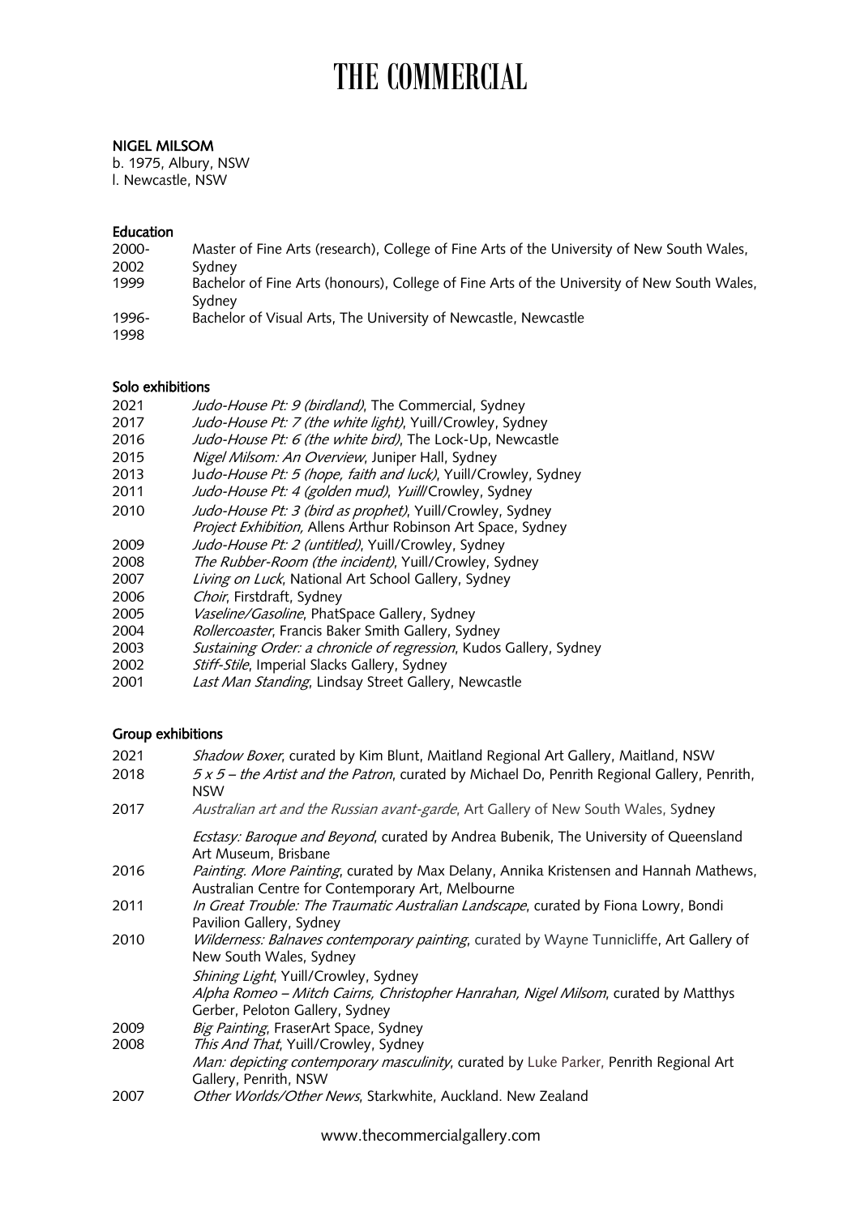# THE COMMERCIAL

**NIGEL MILSOM**
b. 1975, Albury, NSW
l. Newcastle, NSW

**Education**

| | |
|---|---|
| 2000-2002 | Master of Fine Arts (research), College of Fine Arts of the University of New South Wales, Sydney |
| 1999 | Bachelor of Fine Arts (honours), College of Fine Arts of the University of New South Wales, Sydney |
| 1996-1998 | Bachelor of Visual Arts, The University of Newcastle, Newcastle |

**Solo exhibitions**

| | |
|---|---|
| 2021 | *Judo-House Pt: 9 (birdland)*, The Commercial, Sydney |
| 2017 | *Judo-House Pt: 7 (the white light)*, Yuill/Crowley, Sydney |
| 2016 | *Judo-House Pt: 6 (the white bird)*, The Lock-Up, Newcastle |
| 2015 | *Nigel Milsom: An Overview*, Juniper Hall, Sydney |
| 2013 | Ju*do-House Pt: 5 (hope, faith and luck)*, Yuill/Crowley, Sydney |
| 2011 | *Judo-House Pt: 4 (golden mud)*, *Yuill*/Crowley, Sydney |
| 2010 | *Judo-House Pt: 3 (bird as prophet)*, Yuill/Crowley, Sydney |
| | *Project Exhibition,* Allens Arthur Robinson Art Space, Sydney |
| 2009 | *Judo-House Pt: 2 (untitled)*, Yuill/Crowley, Sydney |
| 2008 | *The Rubber-Room (the incident)*, Yuill/Crowley, Sydney |
| 2007 | *Living on Luck*, National Art School Gallery, Sydney |
| 2006 | *Choir*, Firstdraft, Sydney |
| 2005 | *Vaseline/Gasoline*, PhatSpace Gallery, Sydney |
| 2004 | *Rollercoaster*, Francis Baker Smith Gallery, Sydney |
| 2003 | *Sustaining Order: a chronicle of regression*, Kudos Gallery, Sydney |
| 2002 | *Stiff-Stile*, Imperial Slacks Gallery, Sydney |
| 2001 | *Last Man Standing*, Lindsay Street Gallery, Newcastle |

**Group exhibitions**

| | |
|---|---|
| 2021 | *Shadow Boxer*, curated by Kim Blunt, Maitland Regional Art Gallery, Maitland, NSW |
| 2018 | *5 x 5 – the Artist and the Patron*, curated by Michael Do, Penrith Regional Gallery, Penrith, NSW |
| 2017 | *Australian art and the Russian avant-garde*, Art Gallery of New South Wales, Sydney |
| | *Ecstasy: Baroque and Beyond*, curated by Andrea Bubenik, The University of Queensland Art Museum, Brisbane |
| 2016 | *Painting. More Painting*, curated by Max Delany, Annika Kristensen and Hannah Mathews, Australian Centre for Contemporary Art, Melbourne |
| 2011 | *In Great Trouble: The Traumatic Australian Landscape*, curated by Fiona Lowry, Bondi Pavilion Gallery, Sydney |
| 2010 | *Wilderness: Balnaves contemporary painting*, curated by Wayne Tunnicliffe, Art Gallery of New South Wales, Sydney |
| | *Shining Light*, Yuill/Crowley, Sydney |
| | *Alpha Romeo – Mitch Cairns, Christopher Hanrahan, Nigel Milsom*, curated by Matthys Gerber, Peloton Gallery, Sydney |
| 2009 | *Big Painting*, FraserArt Space, Sydney |
| 2008 | *This And That*, Yuill/Crowley, Sydney |
| | *Man: depicting contemporary masculinity*, curated by Luke Parker, Penrith Regional Art Gallery, Penrith, NSW |
| 2007 | *Other Worlds/Other News*, Starkwhite, Auckland. New Zealand |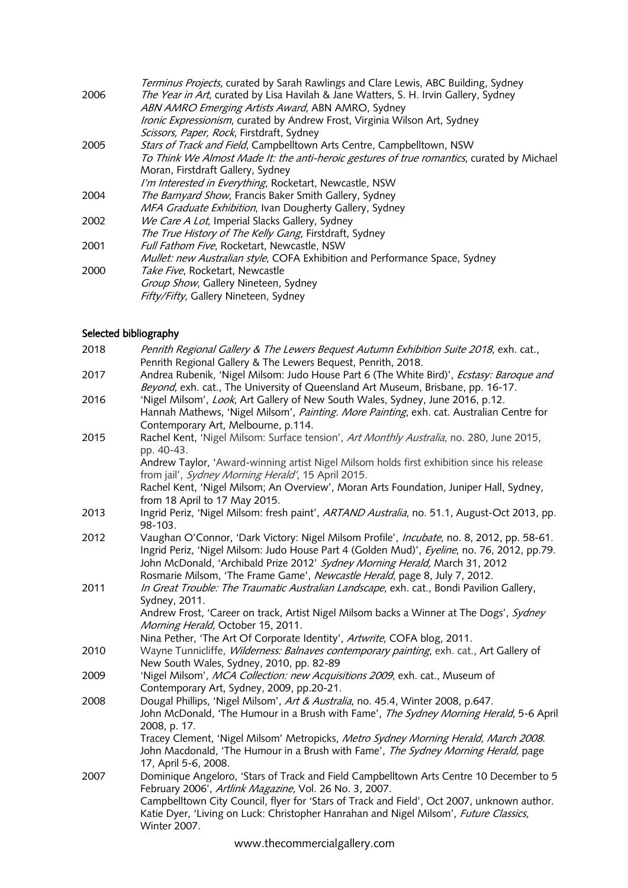| | |
|---|---|
| | *Terminus Projects*, curated by Sarah Rawlings and Clare Lewis, ABC Building, Sydney |
| 2006 | *The Year in Art*, curated by Lisa Havilah & Jane Watters, S. H. Irvin Gallery, Sydney |
| | *ABN AMRO Emerging Artists Award*, ABN AMRO, Sydney |
| | *Ironic Expressionism*, curated by Andrew Frost, Virginia Wilson Art, Sydney |
| | *Scissors, Paper, Rock*, Firstdraft, Sydney |
| 2005 | *Stars of Track and Field*, Campbelltown Arts Centre, Campbelltown, NSW |
| | *To Think We Almost Made It: the anti-heroic gestures of true romantics*, curated by Michael Moran, Firstdraft Gallery, Sydney |
| | *I'm Interested in Everything*, Rocketart, Newcastle, NSW |
| 2004 | *The Barnyard Show*, Francis Baker Smith Gallery, Sydney |
| | *MFA Graduate Exhibition*, Ivan Dougherty Gallery, Sydney |
| 2002 | *We Care A Lot*, Imperial Slacks Gallery, Sydney |
| | *The True History of The Kelly Gang*, Firstdraft, Sydney |
| 2001 | *Full Fathom Five*, Rocketart, Newcastle, NSW |
| | *Mullet: new Australian style*, COFA Exhibition and Performance Space, Sydney |
| 2000 | *Take Five*, Rocketart, Newcastle |
| | *Group Show*, Gallery Nineteen, Sydney |
| | *Fifty/Fifty*, Gallery Nineteen, Sydney |

## Selected bibliography

| | |
|---|---|
| 2018 | *Penrith Regional Gallery & The Lewers Bequest Autumn Exhibition Suite 2018*, exh. cat., Penrith Regional Gallery & The Lewers Bequest, Penrith, 2018. |
| 2017 | Andrea Rubenik, 'Nigel Milsom: Judo House Part 6 (The White Bird)', *Ecstasy: Baroque and Beyond*, exh. cat., The University of Queensland Art Museum, Brisbane, pp. 16-17. |
| 2016 | 'Nigel Milsom', *Look*, Art Gallery of New South Wales, Sydney, June 2016, p.12. |
| | Hannah Mathews, 'Nigel Milsom', *Painting. More Painting*, exh. cat. Australian Centre for Contemporary Art, Melbourne, p.114. |
| 2015 | Rachel Kent, 'Nigel Milsom: Surface tension', *Art Monthly Australia*, no. 280, June 2015, pp. 40-43. |
| | Andrew Taylor, 'Award-winning artist Nigel Milsom holds first exhibition since his release from jail', *Sydney Morning Herald'*, 15 April 2015. |
| | Rachel Kent, 'Nigel Milsom; An Overview', Moran Arts Foundation, Juniper Hall, Sydney, from 18 April to 17 May 2015. |
| 2013 | Ingrid Periz, 'Nigel Milsom: fresh paint', *ARTAND Australia*, no. 51.1, August-Oct 2013, pp. 98-103. |
| 2012 | Vaughan O'Connor, 'Dark Victory: Nigel Milsom Profile', *Incubate*, no. 8, 2012, pp. 58-61. |
| | Ingrid Periz, 'Nigel Milsom: Judo House Part 4 (Golden Mud)', *Eyeline*, no. 76, 2012, pp.79. |
| | John McDonald, 'Archibald Prize 2012' *Sydney Morning Herald,* March 31, 2012 |
| | Rosmarie Milsom, 'The Frame Game', *Newcastle Herald*, page 8, July 7, 2012. |
| 2011 | *In Great Trouble: The Traumatic Australian Landscape*, exh. cat., Bondi Pavilion Gallery, Sydney, 2011. |
| | Andrew Frost, 'Career on track, Artist Nigel Milsom backs a Winner at The Dogs', *Sydney Morning Herald,* October 15, 2011. |
| | Nina Pether, 'The Art Of Corporate Identity', *Artwrite*, COFA blog, 2011. |
| 2010 | Wayne Tunnicliffe, *Wilderness: Balnaves contemporary painting*, exh. cat., Art Gallery of New South Wales, Sydney, 2010, pp. 82-89 |
| 2009 | 'Nigel Milsom', *MCA Collection: new Acquisitions 2009*, exh. cat., Museum of Contemporary Art, Sydney, 2009, pp.20-21. |
| 2008 | Dougal Phillips, 'Nigel Milsom', *Art & Australia*, no. 45.4, Winter 2008, p.647. |
| | John McDonald, 'The Humour in a Brush with Fame', *The Sydney Morning Herald*, 5-6 April 2008, p. 17. |
| | Tracey Clement, 'Nigel Milsom' Metropicks, *Metro Sydney Morning Herald, March 2008.* |
| | John Macdonald, 'The Humour in a Brush with Fame', *The Sydney Morning Herald,* page 17, April 5-6, 2008. |
| 2007 | Dominique Angeloro, 'Stars of Track and Field Campbelltown Arts Centre 10 December to 5 February 2006', *Artlink Magazine,* Vol. 26 No. 3, 2007. |
| | Campbelltown City Council, flyer for 'Stars of Track and Field', Oct 2007, unknown author. |
| | Katie Dyer, 'Living on Luck: Christopher Hanrahan and Nigel Milsom', *Future Classics,* Winter 2007. |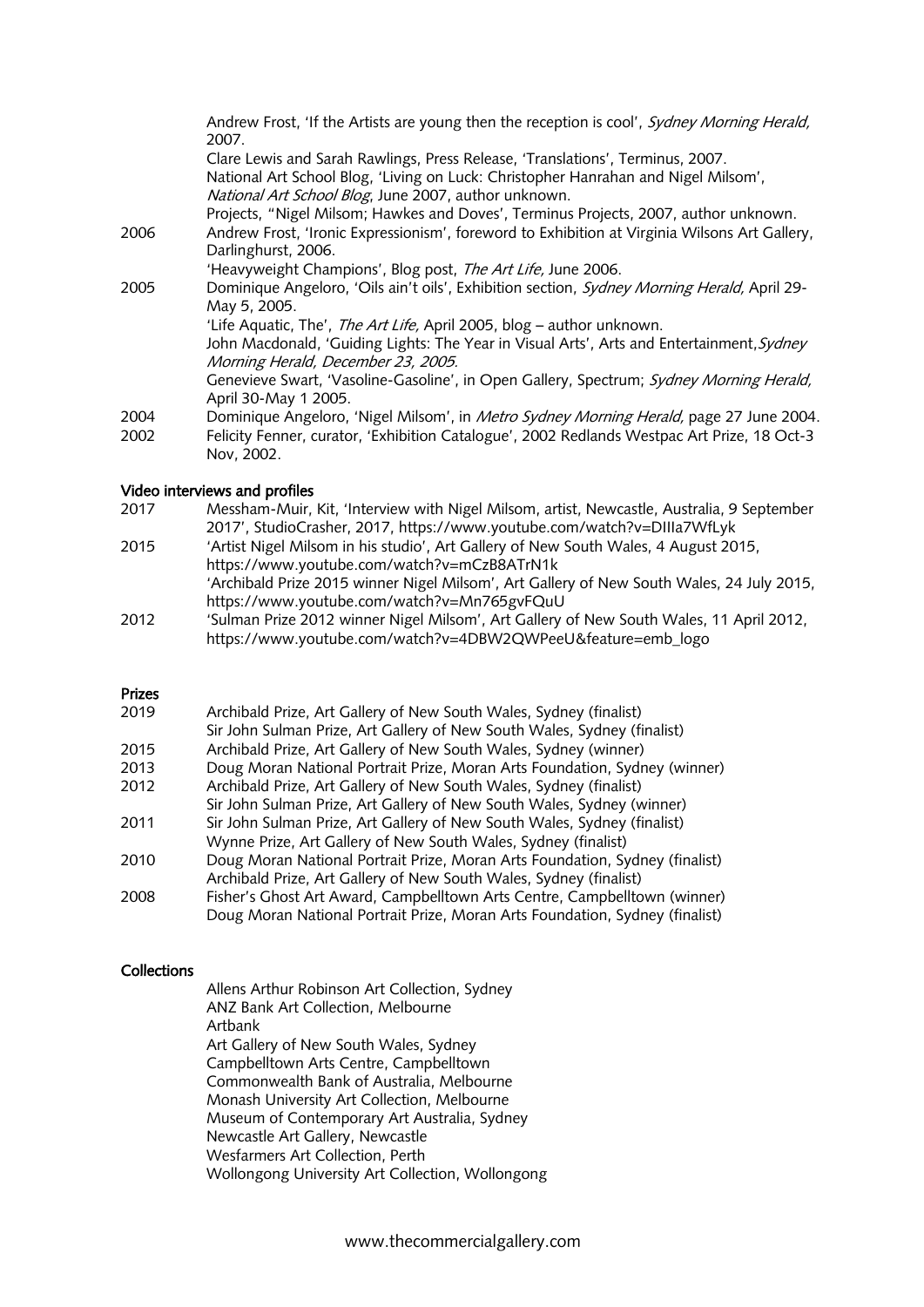| | |
|---|---|
| | Andrew Frost, 'If the Artists are young then the reception is cool', *Sydney Morning Herald,* 2007. |
| | Clare Lewis and Sarah Rawlings, Press Release, 'Translations', Terminus, 2007. |
| | National Art School Blog, 'Living on Luck: Christopher Hanrahan and Nigel Milsom', *National Art School Blog*, June 2007, author unknown. |
| | Projects, "Nigel Milsom; Hawkes and Doves', Terminus Projects, 2007, author unknown. |
| 2006 | Andrew Frost, 'Ironic Expressionism', foreword to Exhibition at Virginia Wilsons Art Gallery, Darlinghurst, 2006. |
| | 'Heavyweight Champions', Blog post, *The Art Life,* June 2006. |
| 2005 | Dominique Angeloro, 'Oils ain't oils', Exhibition section, *Sydney Morning Herald,* April 29-May 5, 2005. |
| | 'Life Aquatic, The', *The Art Life,* April 2005, blog – author unknown. |
| | John Macdonald, 'Guiding Lights: The Year in Visual Arts', Arts and Entertainment, *Sydney Morning Herald, December 23, 2005*. |
| | Genevieve Swart, 'Vasoline-Gasoline', in Open Gallery, Spectrum; *Sydney Morning Herald,* April 30-May 1 2005. |
| 2004 | Dominique Angeloro, 'Nigel Milsom', in *Metro Sydney Morning Herald,* page 27 June 2004. |
| 2002 | Felicity Fenner, curator, 'Exhibition Catalogue', 2002 Redlands Westpac Art Prize, 18 Oct-3 Nov, 2002. |

**Video interviews and profiles**

| | |
|---|---|
| 2017 | Messham-Muir, Kit, 'Interview with Nigel Milsom, artist, Newcastle, Australia, 9 September 2017', StudioCrasher, 2017, https://www.youtube.com/watch?v=DIIIa7WfLyk |
| 2015 | 'Artist Nigel Milsom in his studio', Art Gallery of New South Wales, 4 August 2015, https://www.youtube.com/watch?v=mCzB8ATrN1k |
| | 'Archibald Prize 2015 winner Nigel Milsom', Art Gallery of New South Wales, 24 July 2015, https://www.youtube.com/watch?v=Mn765gvFQuU |
| 2012 | 'Sulman Prize 2012 winner Nigel Milsom', Art Gallery of New South Wales, 11 April 2012, https://www.youtube.com/watch?v=4DBW2QWPeeU&feature=emb_logo |

**Prizes**

| | |
|---|---|
| 2019 | Archibald Prize, Art Gallery of New South Wales, Sydney (finalist) |
| | Sir John Sulman Prize, Art Gallery of New South Wales, Sydney (finalist) |
| 2015 | Archibald Prize, Art Gallery of New South Wales, Sydney (winner) |
| 2013 | Doug Moran National Portrait Prize, Moran Arts Foundation, Sydney (winner) |
| 2012 | Archibald Prize, Art Gallery of New South Wales, Sydney (finalist) |
| | Sir John Sulman Prize, Art Gallery of New South Wales, Sydney (winner) |
| 2011 | Sir John Sulman Prize, Art Gallery of New South Wales, Sydney (finalist) |
| | Wynne Prize, Art Gallery of New South Wales, Sydney (finalist) |
| 2010 | Doug Moran National Portrait Prize, Moran Arts Foundation, Sydney (finalist) |
| | Archibald Prize, Art Gallery of New South Wales, Sydney (finalist) |
| 2008 | Fisher's Ghost Art Award, Campbelltown Arts Centre, Campbelltown (winner) |
| | Doug Moran National Portrait Prize, Moran Arts Foundation, Sydney (finalist) |

**Collections**

Allens Arthur Robinson Art Collection, Sydney
ANZ Bank Art Collection, Melbourne
Artbank
Art Gallery of New South Wales, Sydney
Campbelltown Arts Centre, Campbelltown
Commonwealth Bank of Australia, Melbourne
Monash University Art Collection, Melbourne
Museum of Contemporary Art Australia, Sydney
Newcastle Art Gallery, Newcastle
Wesfarmers Art Collection, Perth
Wollongong University Art Collection, Wollongong